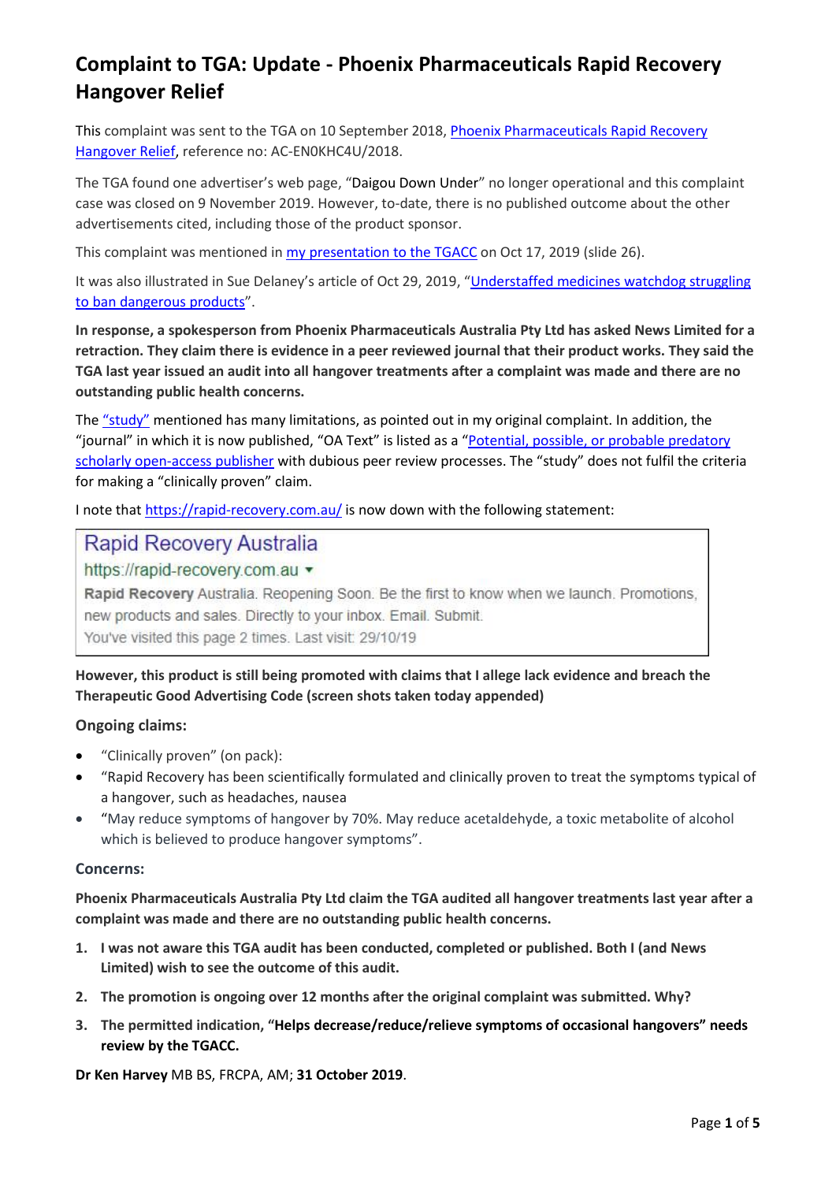# Complaint to TGA: Update - Phoenix Pharmaceuticals Rapid Recovery Hangover Relief

This complaint was sent to the TGA on 10 September 2018, Phoenix Pharmaceuticals Rapid Recovery Hangover Relief, reference no: AC-EN0KHC4U/2018.

The TGA found one advertiser's web page, "Daigou Down Under" no longer operational and this complaint case was closed on 9 November 2019. However, to-date, there is no published outcome about the other advertisements cited, including those of the product sponsor.

This complaint was mentioned in my presentation to the TGACC on Oct 17, 2019 (slide 26).

It was also illustrated in Sue Delaney's article of Oct 29, 2019, "Understaffed medicines watchdog struggling to ban dangerous products".

**In response, a spokesperson from Phoenix Pharmaceuticals Australia Pty Ltd has asked News Limited for a retraction. They claim there is evidence in a peer reviewed journal that their product works. They said the TGA last year issued an audit into all hangover treatments after a complaint was made and there are no outstanding public health concerns.**

The "study" mentioned has many limitations, as pointed out in my original complaint. In addition, the "journal" in which it is now published, "OA Text" is listed as a "Potential, possible, or probable predatory scholarly open-access publisher with dubious peer review processes. The "study" does not fulfil the criteria for making a "clinically proven" claim.

I note that https://rapid-recovery.com.au/ is now down with the following statement:

> Rapid Recovery Australia
> https://rapid-recovery.com.au
> **Rapid Recovery** Australia. Reopening Soon. Be the first to know when we launch. Promotions, new products and sales. Directly to your inbox. Email. Submit.
> You've visited this page 2 times. Last visit: 29/10/19

**However, this product is still being promoted with claims that I allege lack evidence and breach the Therapeutic Good Advertising Code (screen shots taken today appended)**

### Ongoing claims:

- "Clinically proven" (on pack):
- "Rapid Recovery has been scientifically formulated and clinically proven to treat the symptoms typical of a hangover, such as headaches, nausea
- "May reduce symptoms of hangover by 70%. May reduce acetaldehyde, a toxic metabolite of alcohol which is believed to produce hangover symptoms".

### Concerns:

**Phoenix Pharmaceuticals Australia Pty Ltd claim the TGA audited all hangover treatments last year after a complaint was made and there are no outstanding public health concerns.**

1. **I was not aware this TGA audit has been conducted, completed or published. Both I (and News Limited) wish to see the outcome of this audit.**
2. **The promotion is ongoing over 12 months after the original complaint was submitted. Why?**
3. **The permitted indication, "Helps decrease/reduce/relieve symptoms of occasional hangovers" needs review by the TGACC.**

**Dr Ken Harvey** MB BS, FRCPA, AM; **31 October 2019**.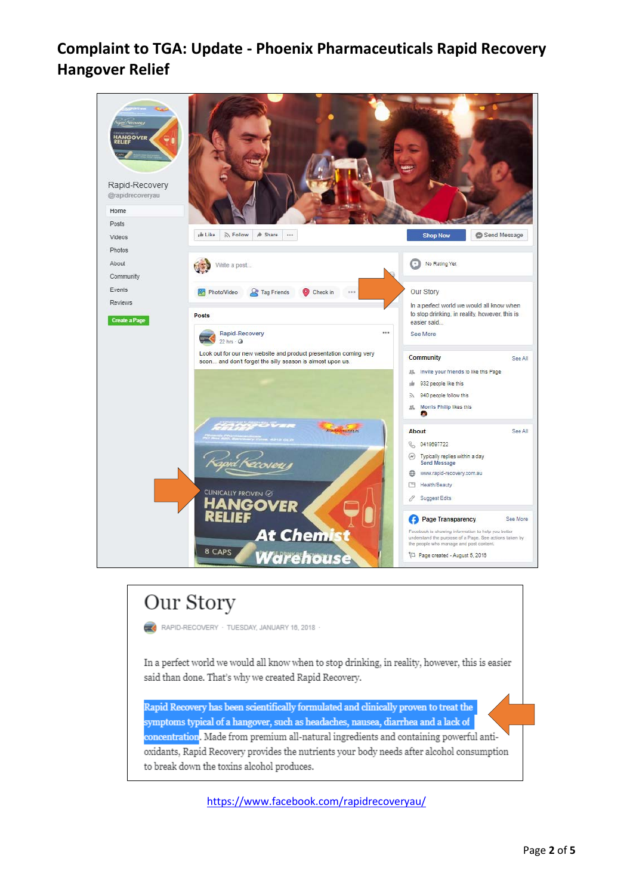# Complaint to TGA: Update - Phoenix Pharmaceuticals Rapid Recovery Hangover Relief

Rapid-Recovery
@rapidrecoveryau

Home
Posts
Videos
Photos
About
Community
Events
Reviews

Create a Page

Like | Follow | Share | ...

Shop Now | Send Message

Write a post...

Photo/Video | Tag Friends | Check in | ...

No Rating Yet

Our Story

In a perfect world we would all know when to stop drinking, in reality, however, this is easier said...

See More

Posts

Rapid-Recovery
22 hrs ·

Look out for our new website and product presentation coming very soon... and don't forget the silly season is almost upon us.

Rapid Recovery
CLINICALLY PROVEN
HANGOVER RELIEF
8 CAPS
At Chemist Warehouse

Community — See All

Invite your friends to like this Page
932 people like this
940 people follow this
Morris Phillip likes this

About — See All

0419691722
Typically replies within a day
Send Message
www.rapid-recovery.com.au
Health/Beauty
Suggest Edits

Page Transparency — See More

Facebook is showing information to help you better understand the purpose of a Page. See actions taken by the people who manage and post content.

Page created - August 5, 2018

## Our Story

RAPID-RECOVERY · TUESDAY, JANUARY 16, 2018 ·

In a perfect world we would all know when to stop drinking, in reality, however, this is easier said than done. That's why we created Rapid Recovery.

Rapid Recovery has been scientifically formulated and clinically proven to treat the symptoms typical of a hangover, such as headaches, nausea, diarrhea and a lack of concentration. Made from premium all-natural ingredients and containing powerful anti-oxidants, Rapid Recovery provides the nutrients your body needs after alcohol consumption to break down the toxins alcohol produces.

https://www.facebook.com/rapidrecoveryau/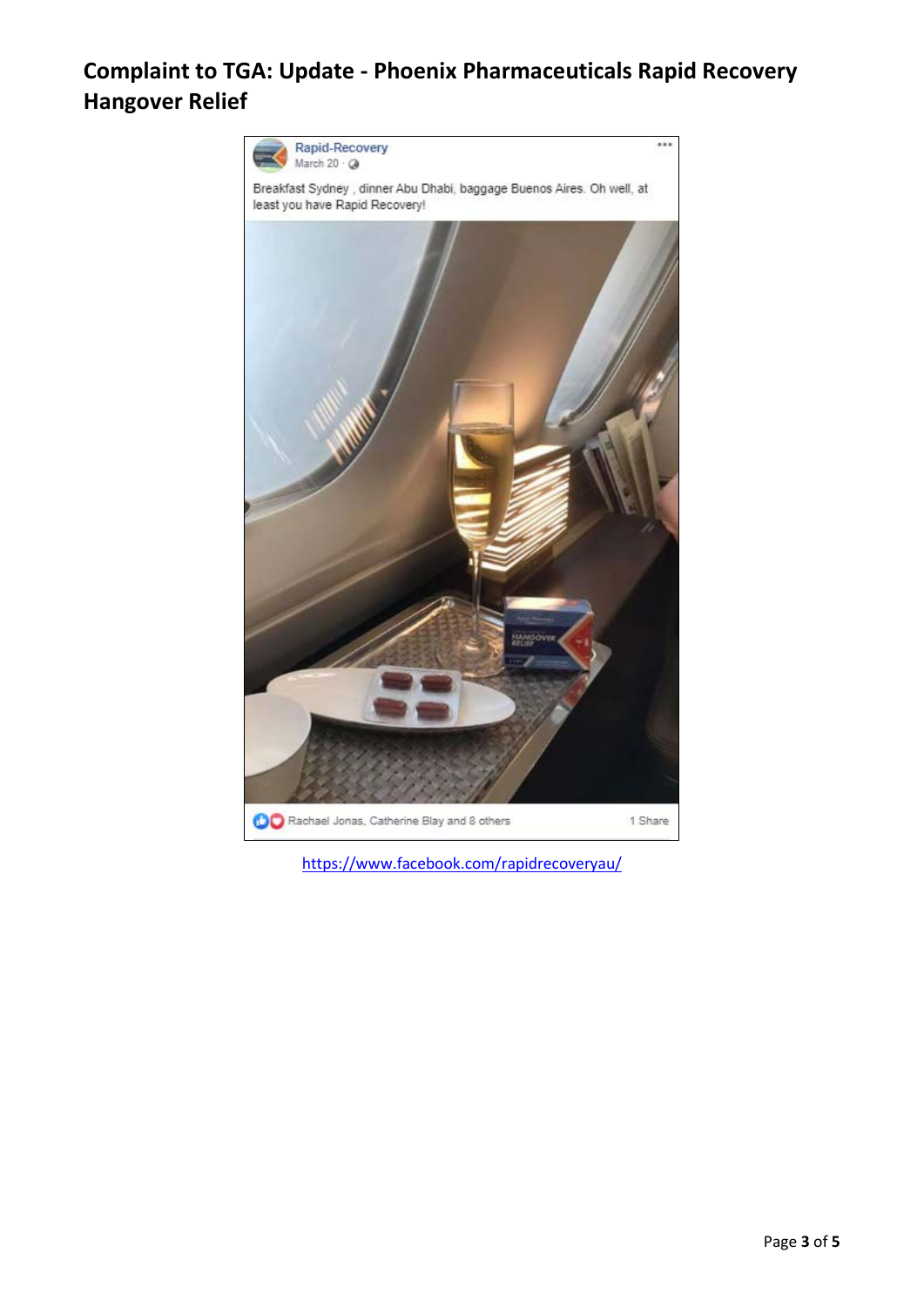# Complaint to TGA: Update - Phoenix Pharmaceuticals Rapid Recovery Hangover Relief

Rapid-Recovery
March 20

Breakfast Sydney , dinner Abu Dhabi, baggage Buenos Aires. Oh well, at least you have Rapid Recovery!

Rachael Jonas, Catherine Blay and 8 others 1 Share

https://www.facebook.com/rapidrecoveryau/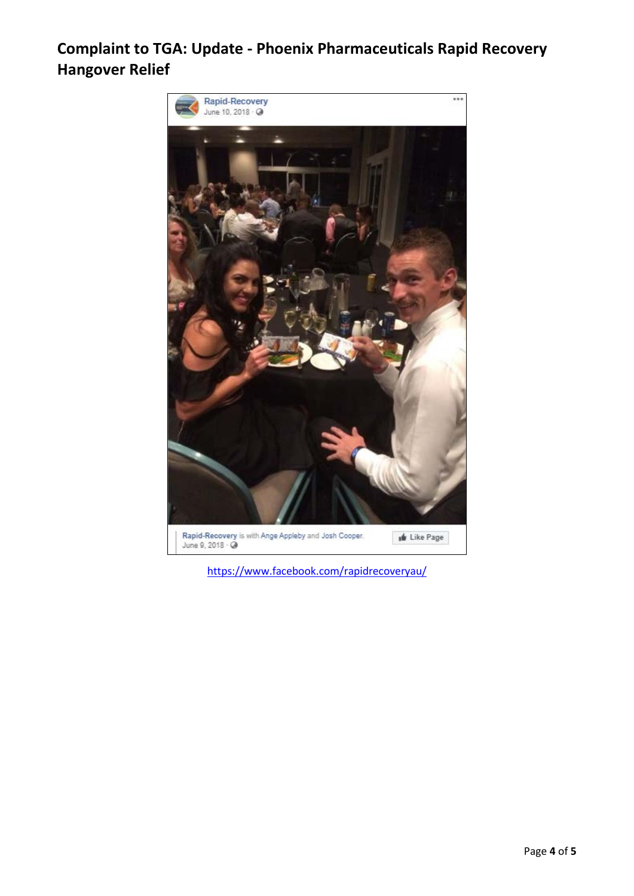## Complaint to TGA: Update - Phoenix Pharmaceuticals Rapid Recovery Hangover Relief

Rapid-Recovery
June 10, 2018

Rapid-Recovery is with Ange Appleby and Josh Cooper.
June 9, 2018

Like Page

https://www.facebook.com/rapidrecoveryau/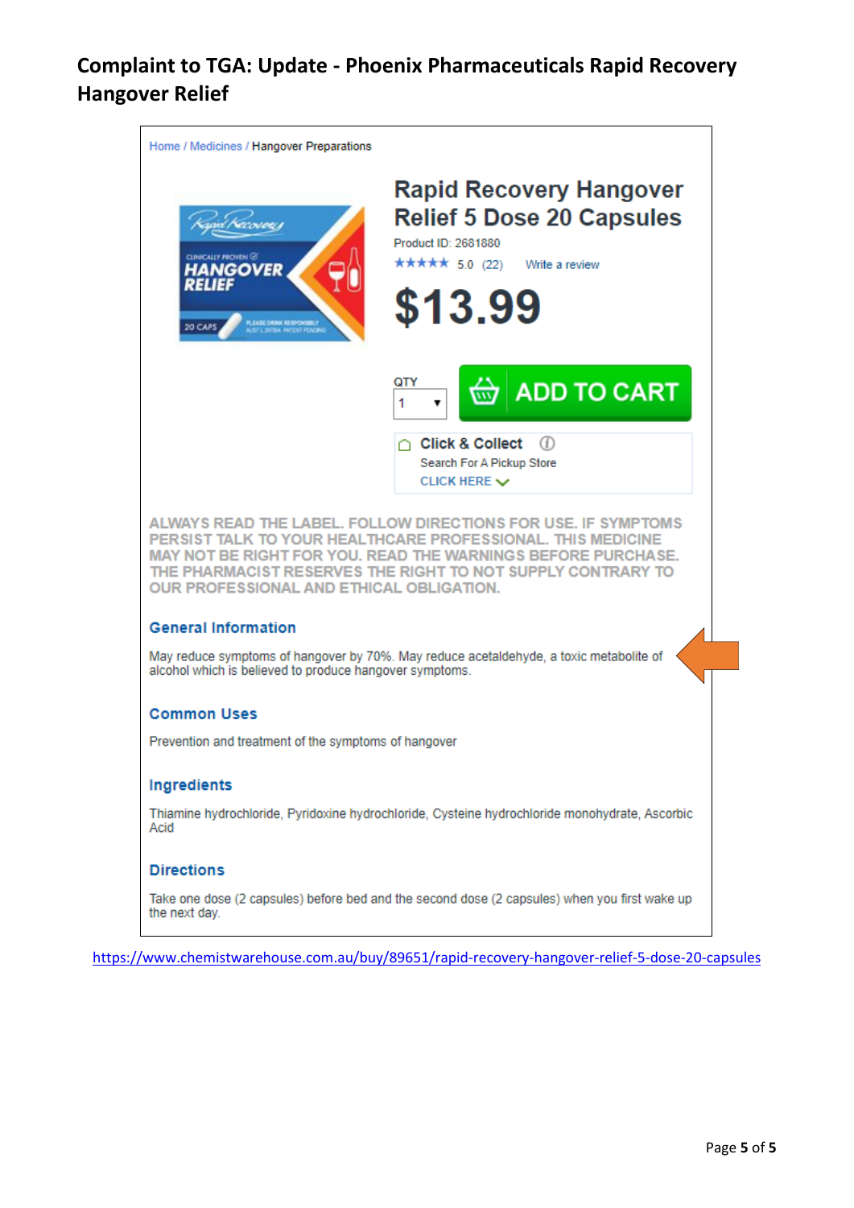# Complaint to TGA: Update - Phoenix Pharmaceuticals Rapid Recovery Hangover Relief

Home / Medicines / Hangover Preparations

## Rapid Recovery Hangover Relief 5 Dose 20 Capsules

Product ID: 2681880

★★★★★ 5.0 (22) Write a review

**$13.99**

QTY 1

ADD TO CART

Click & Collect

Search For A Pickup Store

CLICK HERE

ALWAYS READ THE LABEL. FOLLOW DIRECTIONS FOR USE. IF SYMPTOMS PERSIST TALK TO YOUR HEALTHCARE PROFESSIONAL. THIS MEDICINE MAY NOT BE RIGHT FOR YOU. READ THE WARNINGS BEFORE PURCHASE. THE PHARMACIST RESERVES THE RIGHT TO NOT SUPPLY CONTRARY TO OUR PROFESSIONAL AND ETHICAL OBLIGATION.

### General Information

May reduce symptoms of hangover by 70%. May reduce acetaldehyde, a toxic metabolite of alcohol which is believed to produce hangover symptoms.

### Common Uses

Prevention and treatment of the symptoms of hangover

### Ingredients

Thiamine hydrochloride, Pyridoxine hydrochloride, Cysteine hydrochloride monohydrate, Ascorbic Acid

### Directions

Take one dose (2 capsules) before bed and the second dose (2 capsules) when you first wake up the next day.

https://www.chemistwarehouse.com.au/buy/89651/rapid-recovery-hangover-relief-5-dose-20-capsules